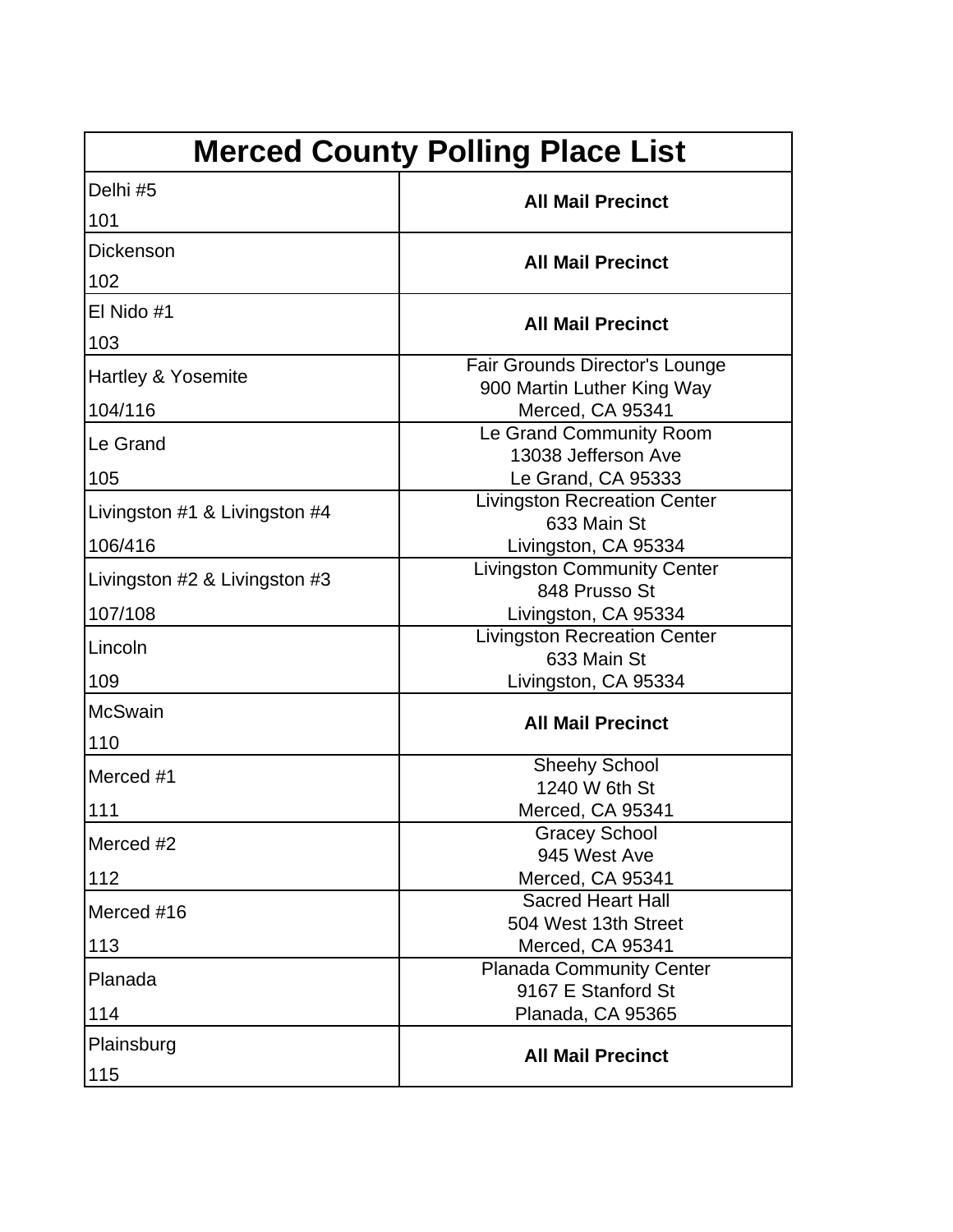# Merced County Polling Place List

| Precinct | Polling Place |
| --- | --- |
| Delhi #5<br>101 | **All Mail Precinct** |
| Dickenson<br>102 | **All Mail Precinct** |
| El Nido #1<br>103 | **All Mail Precinct** |
| Hartley & Yosemite<br>104/116 | Fair Grounds Director's Lounge<br>900 Martin Luther King Way<br>Merced, CA 95341 |
| Le Grand<br>105 | Le Grand Community Room<br>13038 Jefferson Ave<br>Le Grand, CA 95333 |
| Livingston #1 & Livingston #4<br>106/416 | Livingston Recreation Center<br>633 Main St<br>Livingston, CA 95334 |
| Livingston #2 & Livingston #3<br>107/108 | Livingston Community Center<br>848 Prusso St<br>Livingston, CA 95334 |
| Lincoln<br>109 | Livingston Recreation Center<br>633 Main St<br>Livingston, CA 95334 |
| McSwain<br>110 | **All Mail Precinct** |
| Merced #1<br>111 | Sheehy School<br>1240 W 6th St<br>Merced, CA 95341 |
| Merced #2<br>112 | Gracey School<br>945 West Ave<br>Merced, CA 95341 |
| Merced #16<br>113 | Sacred Heart Hall<br>504 West 13th Street<br>Merced, CA 95341 |
| Planada<br>114 | Planada Community Center<br>9167 E Stanford St<br>Planada, CA 95365 |
| Plainsburg<br>115 | **All Mail Precinct** |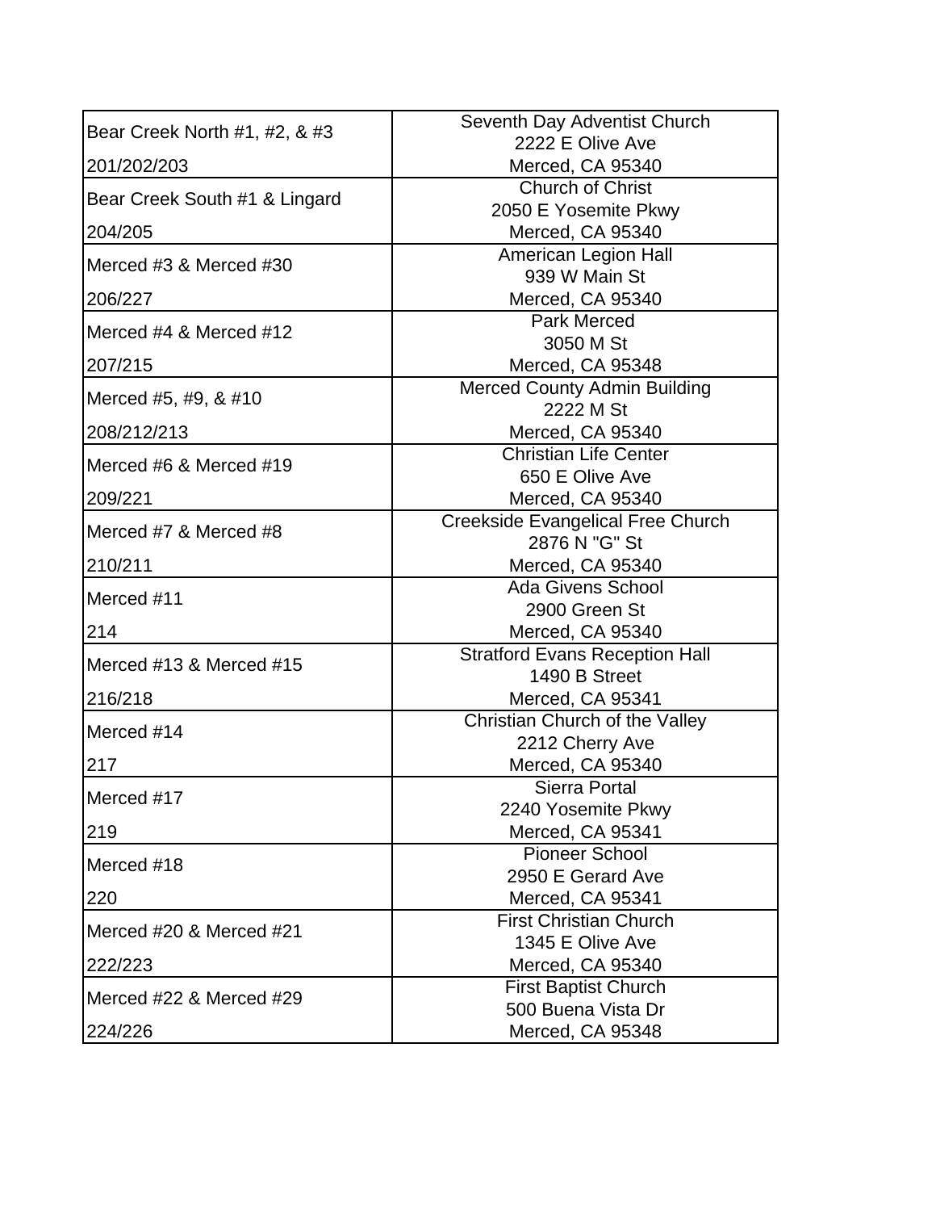| Precinct | Polling Location |
| --- | --- |
| Bear Creek North #1, #2, & #3<br>201/202/203 | Seventh Day Adventist Church<br>2222 E Olive Ave<br>Merced, CA 95340 |
| Bear Creek South #1 & Lingard<br>204/205 | Church of Christ<br>2050 E Yosemite Pkwy<br>Merced, CA 95340 |
| Merced #3 & Merced #30<br>206/227 | American Legion Hall<br>939 W Main St<br>Merced, CA 95340 |
| Merced #4 & Merced #12<br>207/215 | Park Merced<br>3050 M St<br>Merced, CA 95348 |
| Merced #5, #9, & #10<br>208/212/213 | Merced County Admin Building<br>2222 M St<br>Merced, CA 95340 |
| Merced #6 & Merced #19<br>209/221 | Christian Life Center<br>650 E Olive Ave<br>Merced, CA 95340 |
| Merced #7 & Merced #8<br>210/211 | Creekside Evangelical Free Church<br>2876 N "G" St<br>Merced, CA 95340 |
| Merced #11<br>214 | Ada Givens School<br>2900 Green St<br>Merced, CA 95340 |
| Merced #13 & Merced #15<br>216/218 | Stratford Evans Reception Hall<br>1490 B Street<br>Merced, CA 95341 |
| Merced #14<br>217 | Christian Church of the Valley<br>2212 Cherry Ave<br>Merced, CA 95340 |
| Merced #17<br>219 | Sierra Portal<br>2240 Yosemite Pkwy<br>Merced, CA 95341 |
| Merced #18<br>220 | Pioneer School<br>2950 E Gerard Ave<br>Merced, CA 95341 |
| Merced #20 & Merced #21<br>222/223 | First Christian Church<br>1345 E Olive Ave<br>Merced, CA 95340 |
| Merced #22 & Merced #29<br>224/226 | First Baptist Church<br>500 Buena Vista Dr<br>Merced, CA 95348 |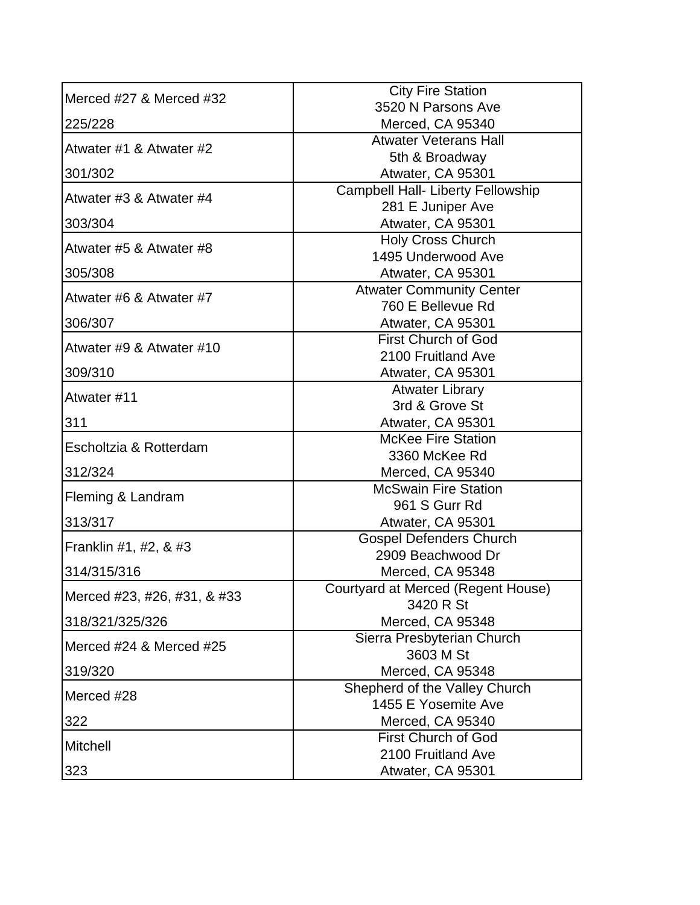| Precinct | Polling Place |
| --- | --- |
| Merced #27 & Merced #32<br>225/228 | City Fire Station<br>3520 N Parsons Ave<br>Merced, CA 95340 |
| Atwater #1 & Atwater #2<br>301/302 | Atwater Veterans Hall<br>5th & Broadway<br>Atwater, CA 95301 |
| Atwater #3 & Atwater #4<br>303/304 | Campbell Hall- Liberty Fellowship<br>281 E Juniper Ave<br>Atwater, CA 95301 |
| Atwater #5 & Atwater #8<br>305/308 | Holy Cross Church<br>1495 Underwood Ave<br>Atwater, CA 95301 |
| Atwater #6 & Atwater #7<br>306/307 | Atwater Community Center<br>760 E Bellevue Rd<br>Atwater, CA 95301 |
| Atwater #9 & Atwater #10<br>309/310 | First Church of God<br>2100 Fruitland Ave<br>Atwater, CA 95301 |
| Atwater #11<br>311 | Atwater Library<br>3rd & Grove St<br>Atwater, CA 95301 |
| Escholtzia & Rotterdam<br>312/324 | McKee Fire Station<br>3360 McKee Rd<br>Merced, CA 95340 |
| Fleming & Landram<br>313/317 | McSwain Fire Station<br>961 S Gurr Rd<br>Atwater, CA 95301 |
| Franklin #1, #2, & #3<br>314/315/316 | Gospel Defenders Church<br>2909 Beachwood Dr<br>Merced, CA 95348 |
| Merced #23, #26, #31, & #33<br>318/321/325/326 | Courtyard at Merced (Regent House)<br>3420 R St<br>Merced, CA 95348 |
| Merced #24 & Merced #25<br>319/320 | Sierra Presbyterian Church<br>3603 M St<br>Merced, CA 95348 |
| Merced #28<br>322 | Shepherd of the Valley Church<br>1455 E Yosemite Ave<br>Merced, CA 95340 |
| Mitchell<br>323 | First Church of God<br>2100 Fruitland Ave<br>Atwater, CA 95301 |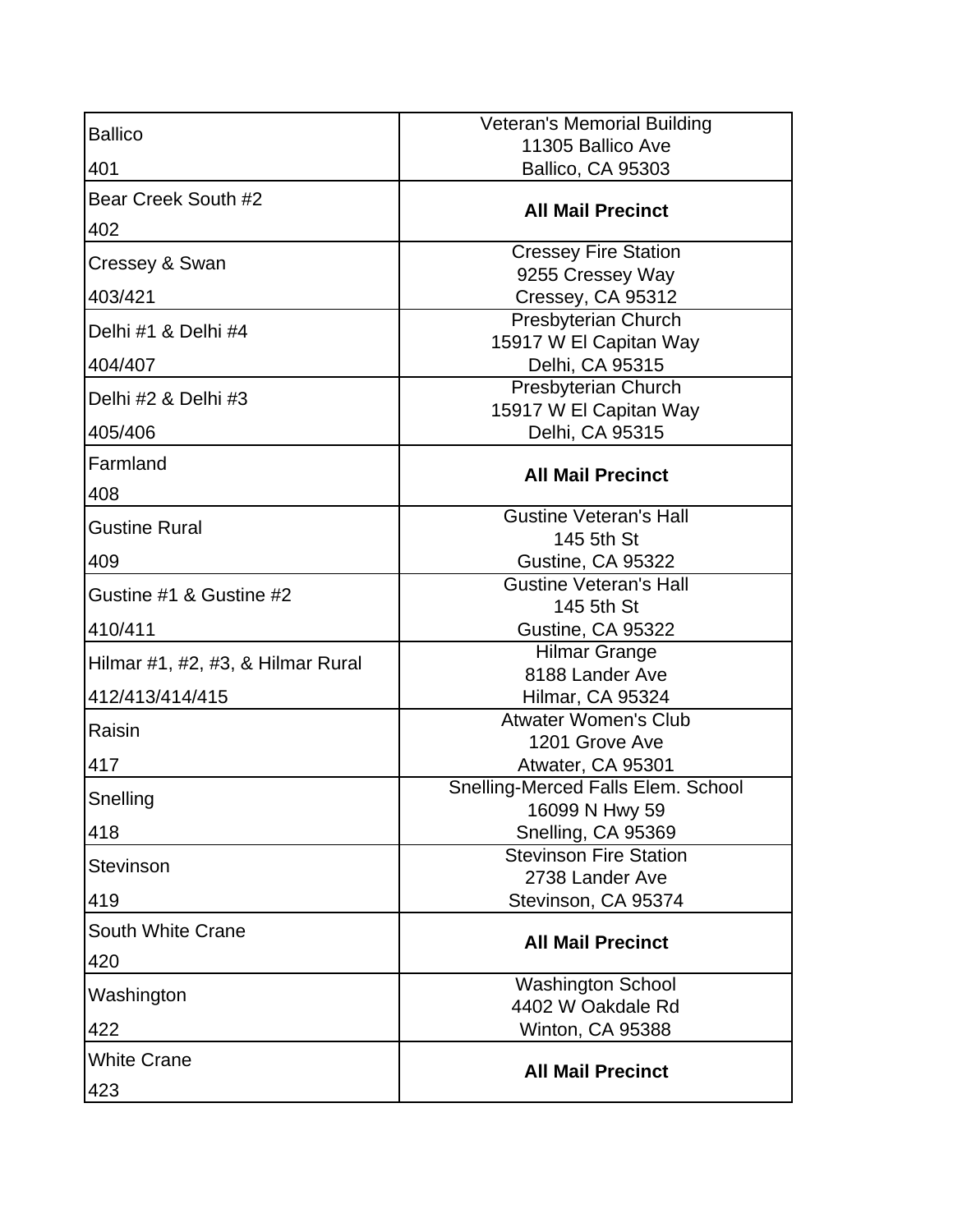| | |
|---|---|
| Ballico<br>401 | Veteran's Memorial Building<br>11305 Ballico Ave<br>Ballico, CA 95303 |
| Bear Creek South #2<br>402 | **All Mail Precinct** |
| Cressey & Swan<br>403/421 | Cressey Fire Station<br>9255 Cressey Way<br>Cressey, CA 95312 |
| Delhi #1 & Delhi #4<br>404/407 | Presbyterian Church<br>15917 W El Capitan Way<br>Delhi, CA 95315 |
| Delhi #2 & Delhi #3<br>405/406 | Presbyterian Church<br>15917 W El Capitan Way<br>Delhi, CA 95315 |
| Farmland<br>408 | **All Mail Precinct** |
| Gustine Rural<br>409 | Gustine Veteran's Hall<br>145 5th St<br>Gustine, CA 95322 |
| Gustine #1 & Gustine #2<br>410/411 | Gustine Veteran's Hall<br>145 5th St<br>Gustine, CA 95322 |
| Hilmar #1, #2, #3, & Hilmar Rural<br>412/413/414/415 | Hilmar Grange<br>8188 Lander Ave<br>Hilmar, CA 95324 |
| Raisin<br>417 | Atwater Women's Club<br>1201 Grove Ave<br>Atwater, CA 95301 |
| Snelling<br>418 | Snelling-Merced Falls Elem. School<br>16099 N Hwy 59<br>Snelling, CA 95369 |
| Stevinson<br>419 | Stevinson Fire Station<br>2738 Lander Ave<br>Stevinson, CA 95374 |
| South White Crane<br>420 | **All Mail Precinct** |
| Washington<br>422 | Washington School<br>4402 W Oakdale Rd<br>Winton, CA 95388 |
| White Crane<br>423 | **All Mail Precinct** |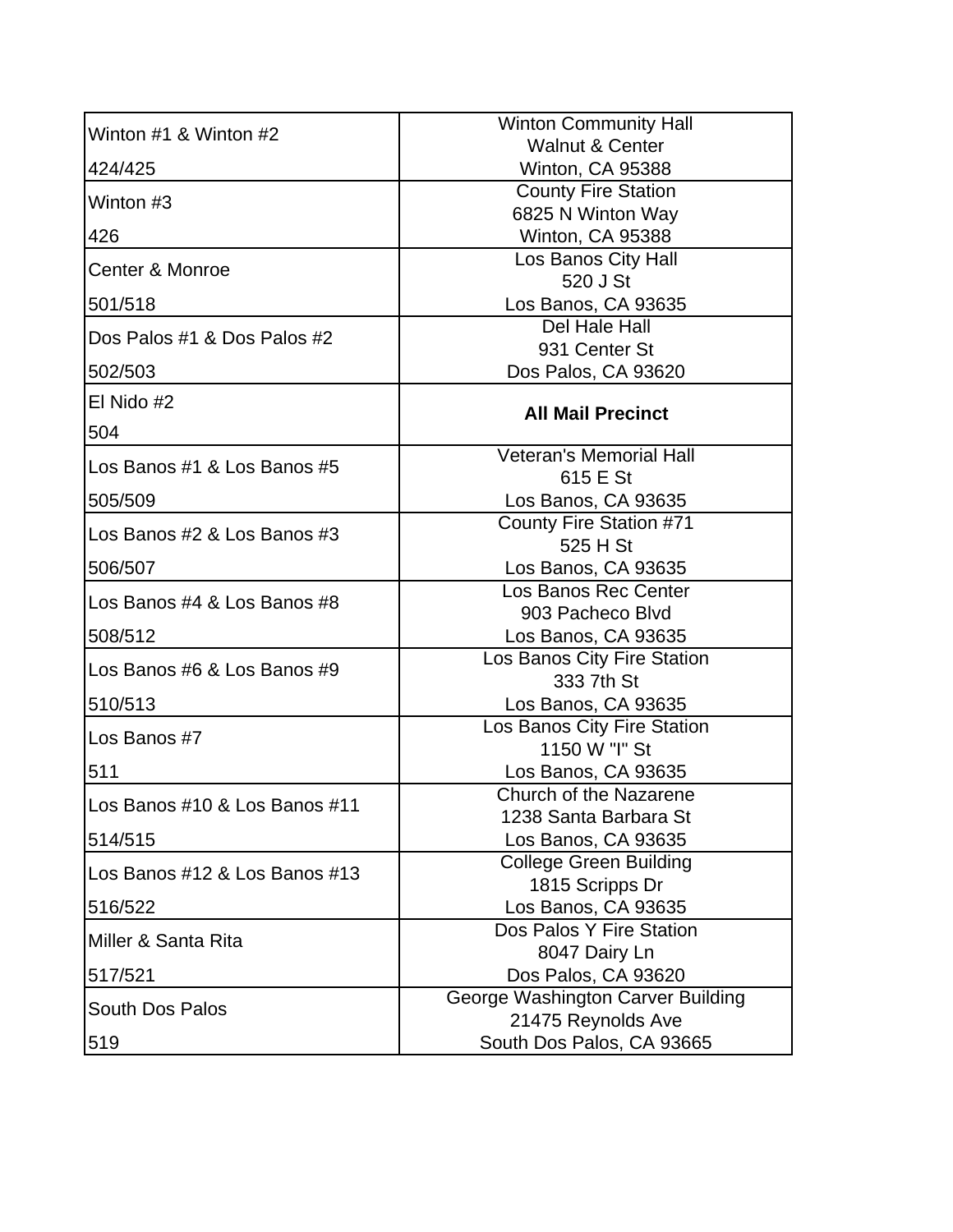| | |
|---|---|
| Winton #1 & Winton #2<br>424/425 | Winton Community Hall<br>Walnut & Center<br>Winton, CA 95388 |
| Winton #3<br>426 | County Fire Station<br>6825 N Winton Way<br>Winton, CA 95388 |
| Center & Monroe<br>501/518 | Los Banos City Hall<br>520 J St<br>Los Banos, CA 93635 |
| Dos Palos #1 & Dos Palos #2<br>502/503 | Del Hale Hall<br>931 Center St<br>Dos Palos, CA 93620 |
| El Nido #2<br>504 | **All Mail Precinct** |
| Los Banos #1 & Los Banos #5<br>505/509 | Veteran's Memorial Hall<br>615 E St<br>Los Banos, CA 93635 |
| Los Banos #2 & Los Banos #3<br>506/507 | County Fire Station #71<br>525 H St<br>Los Banos, CA 93635 |
| Los Banos #4 & Los Banos #8<br>508/512 | Los Banos Rec Center<br>903 Pacheco Blvd<br>Los Banos, CA 93635 |
| Los Banos #6 & Los Banos #9<br>510/513 | Los Banos City Fire Station<br>333 7th St<br>Los Banos, CA 93635 |
| Los Banos #7<br>511 | Los Banos City Fire Station<br>1150 W "I" St<br>Los Banos, CA 93635 |
| Los Banos #10 & Los Banos #11<br>514/515 | Church of the Nazarene<br>1238 Santa Barbara St<br>Los Banos, CA 93635 |
| Los Banos #12 & Los Banos #13<br>516/522 | College Green Building<br>1815 Scripps Dr<br>Los Banos, CA 93635 |
| Miller & Santa Rita<br>517/521 | Dos Palos Y Fire Station<br>8047 Dairy Ln<br>Dos Palos, CA 93620 |
| South Dos Palos<br>519 | George Washington Carver Building<br>21475 Reynolds Ave<br>South Dos Palos, CA 93665 |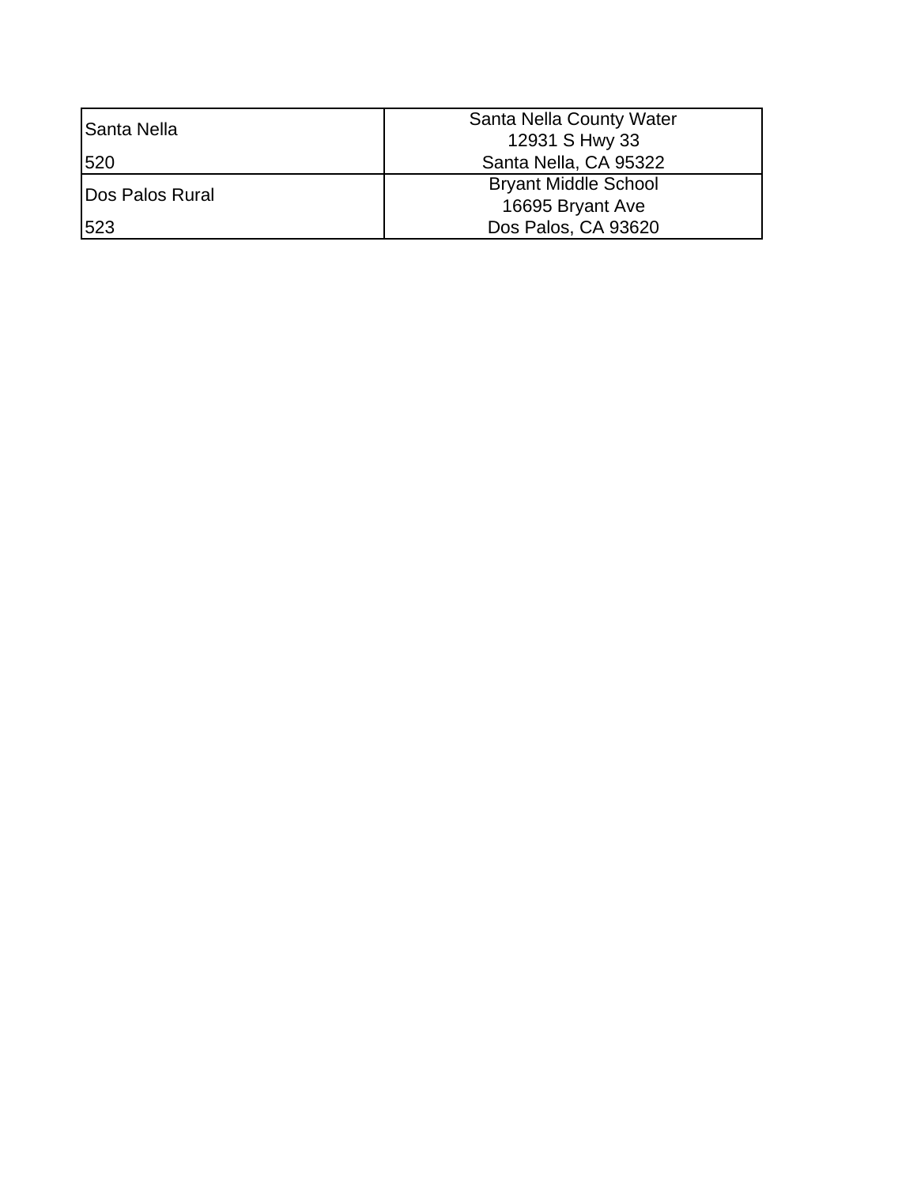| | |
|---|---|
| Santa Nella<br>520 | Santa Nella County Water<br>12931 S Hwy 33<br>Santa Nella, CA 95322 |
| Dos Palos Rural<br>523 | Bryant Middle School<br>16695 Bryant Ave<br>Dos Palos, CA 93620 |